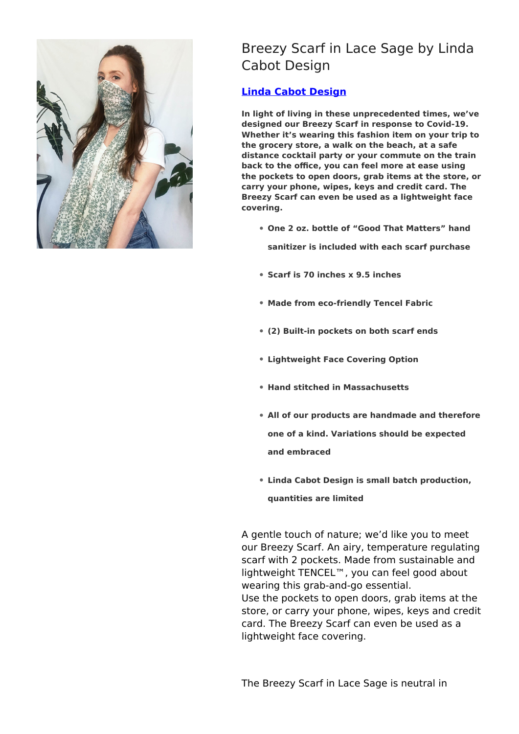# Breezy Scarf in Lace Sage by Linda Cabot Design

**Linda Cabot Design**

**In light of living in these unprecedented times, we've designed our Breezy Scarf in response to Covid-19. Whether it's wearing this fashion item on your trip to the grocery store, a walk on the beach, at a safe distance cocktail party or your commute on the train back to the office, you can feel more at ease using the pockets to open doors, grab items at the store, or carry your phone, wipes, keys and credit card. The Breezy Scarf can even be used as a lightweight face covering.**

- **One 2 oz. bottle of "Good That Matters" hand sanitizer is included with each scarf purchase**
- **Scarf is 70 inches x 9.5 inches**
- **Made from eco-friendly Tencel Fabric**
- **(2) Built-in pockets on both scarf ends**
- **Lightweight Face Covering Option**
- **Hand stitched in Massachusetts**
- **All of our products are handmade and therefore one of a kind. Variations should be expected and embraced**
- **Linda Cabot Design is small batch production, quantities are limited**

A gentle touch of nature; we'd like you to meet our Breezy Scarf. An airy, temperature regulating scarf with 2 pockets. Made from sustainable and lightweight TENCEL™, you can feel good about wearing this grab-and-go essential.
Use the pockets to open doors, grab items at the store, or carry your phone, wipes, keys and credit card. The Breezy Scarf can even be used as a lightweight face covering.

The Breezy Scarf in Lace Sage is neutral in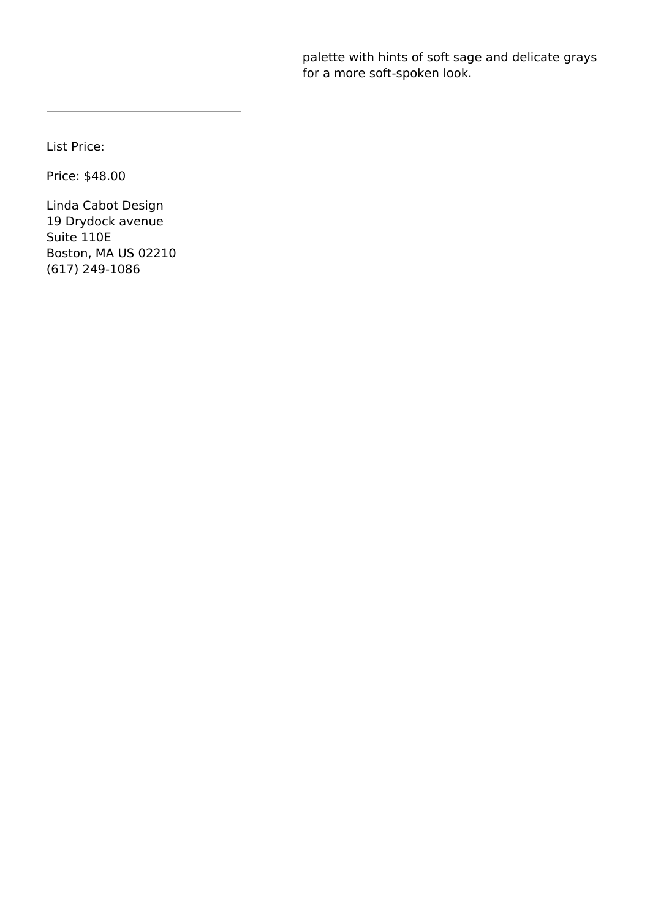palette with hints of soft sage and delicate grays for a more soft-spoken look.

---

List Price:

Price: $48.00

Linda Cabot Design
19 Drydock avenue
Suite 110E
Boston, MA US 02210
(617) 249-1086